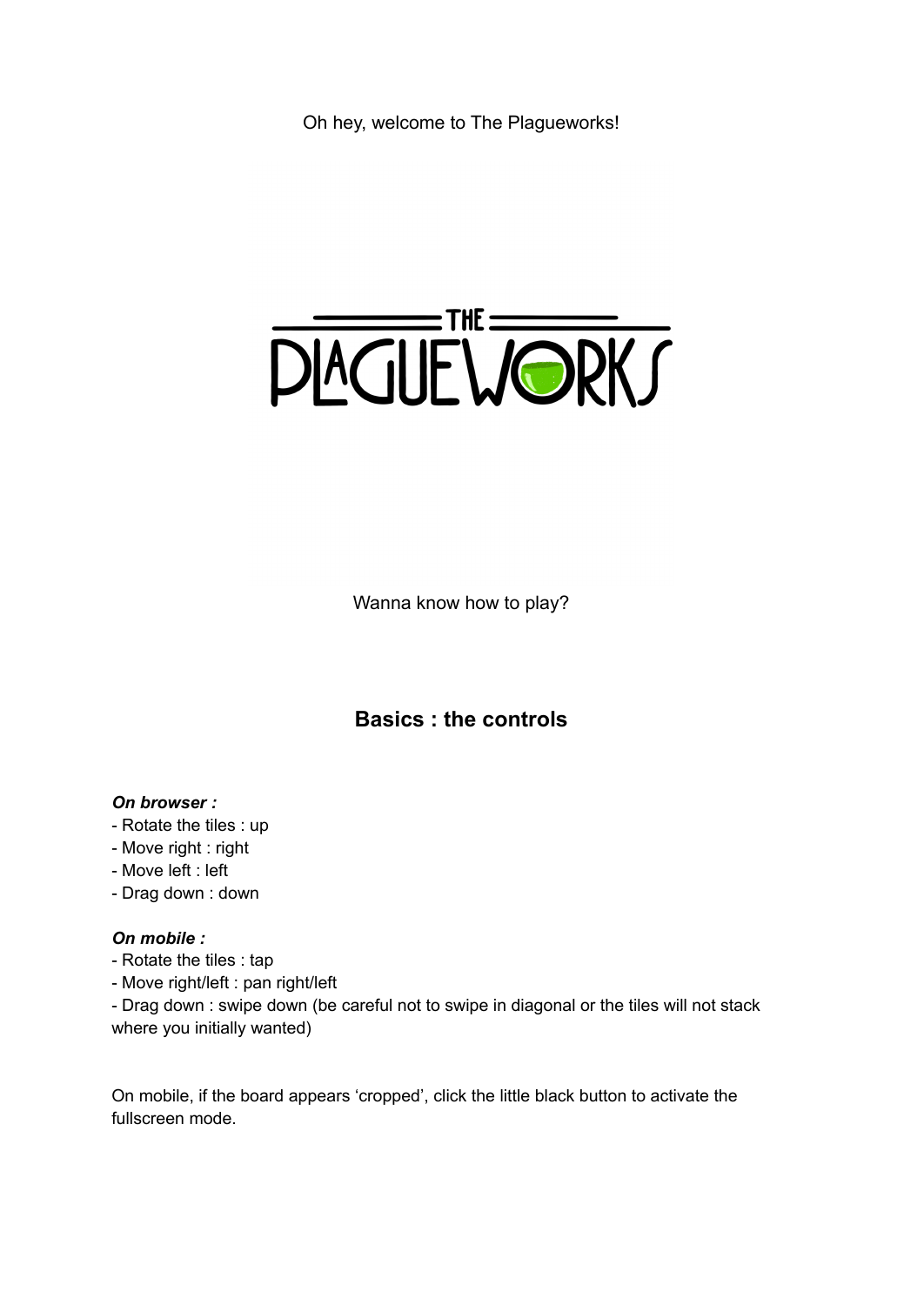Oh hey, welcome to The Plagueworks!

# THE PLAGUEWORKS

Wanna know how to play?

## Basics : the controls

***On browser :***

- Rotate the tiles : up
- Move right : right
- Move left : left
- Drag down : down

***On mobile :***

- Rotate the tiles : tap
- Move right/left : pan right/left
- Drag down : swipe down (be careful not to swipe in diagonal or the tiles will not stack where you initially wanted)

On mobile, if the board appears 'cropped', click the little black button to activate the fullscreen mode.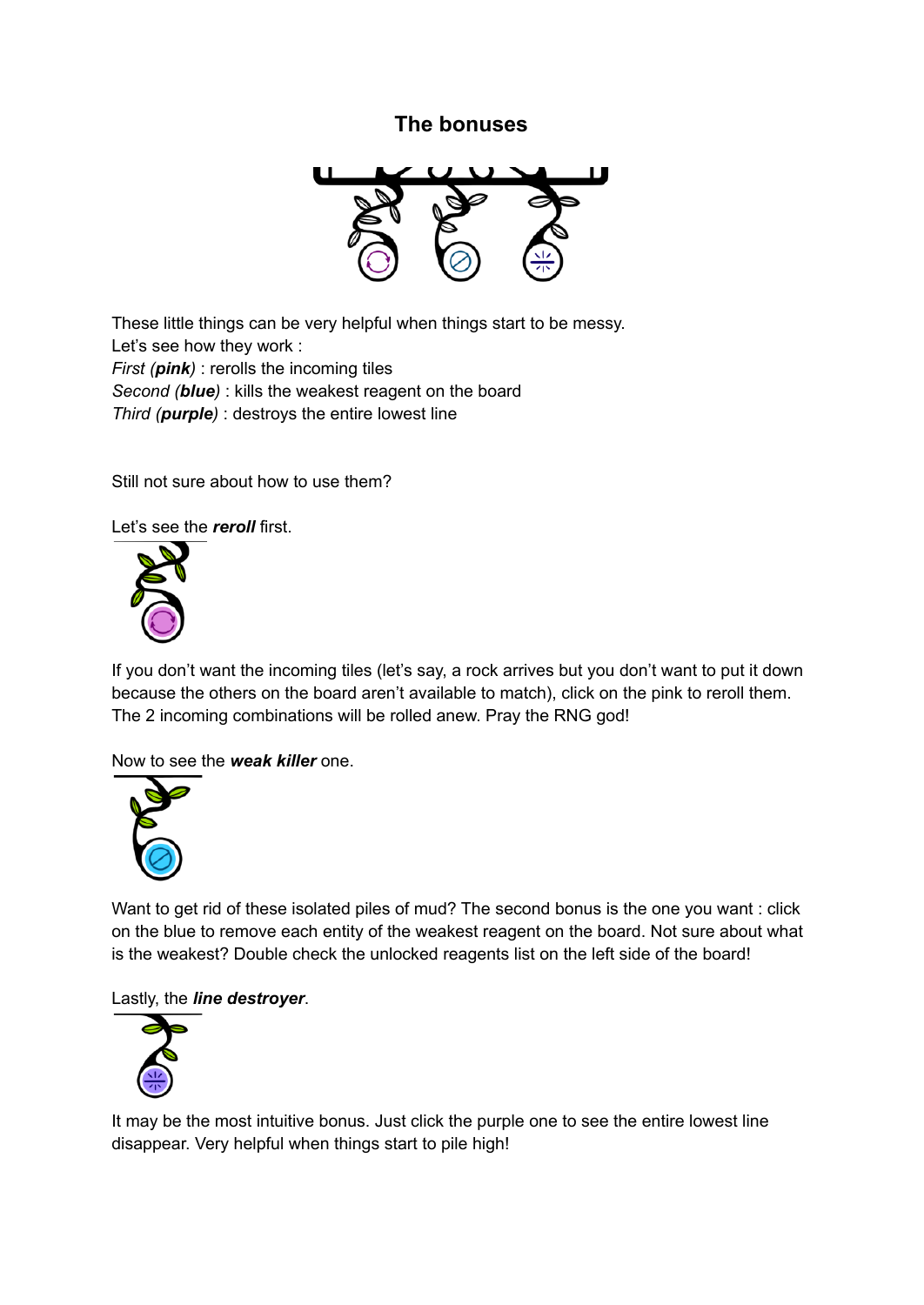# The bonuses

These little things can be very helpful when things start to be messy.
Let's see how they work :
*First (**pink**)* : rerolls the incoming tiles
*Second (**blue**)* : kills the weakest reagent on the board
*Third (**purple**)* : destroys the entire lowest line

Still not sure about how to use them?

Let's see the ***reroll*** first.

If you don't want the incoming tiles (let's say, a rock arrives but you don't want to put it down because the others on the board aren't available to match), click on the pink to reroll them. The 2 incoming combinations will be rolled anew. Pray the RNG god!

Now to see the ***weak killer*** one.

Want to get rid of these isolated piles of mud? The second bonus is the one you want : click on the blue to remove each entity of the weakest reagent on the board. Not sure about what is the weakest? Double check the unlocked reagents list on the left side of the board!

Lastly, the ***line destroyer***.

It may be the most intuitive bonus. Just click the purple one to see the entire lowest line disappear. Very helpful when things start to pile high!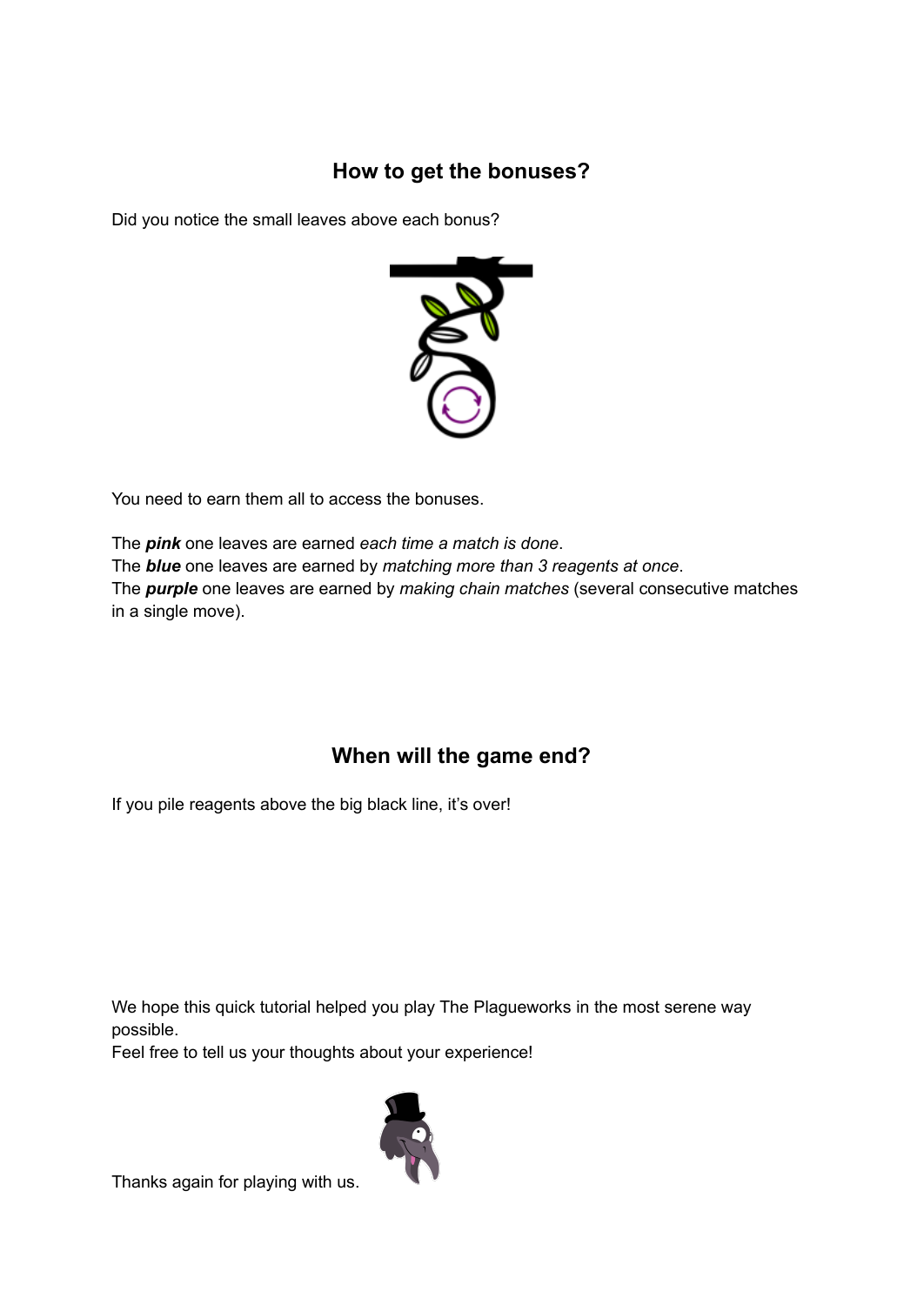## How to get the bonuses?

Did you notice the small leaves above each bonus?

You need to earn them all to access the bonuses.

The ***pink*** one leaves are earned *each time a match is done*.
The ***blue*** one leaves are earned by *matching more than 3 reagents at once*.
The ***purple*** one leaves are earned by *making chain matches* (several consecutive matches in a single move).

## When will the game end?

If you pile reagents above the big black line, it's over!

We hope this quick tutorial helped you play The Plagueworks in the most serene way possible.
Feel free to tell us your thoughts about your experience!

Thanks again for playing with us.